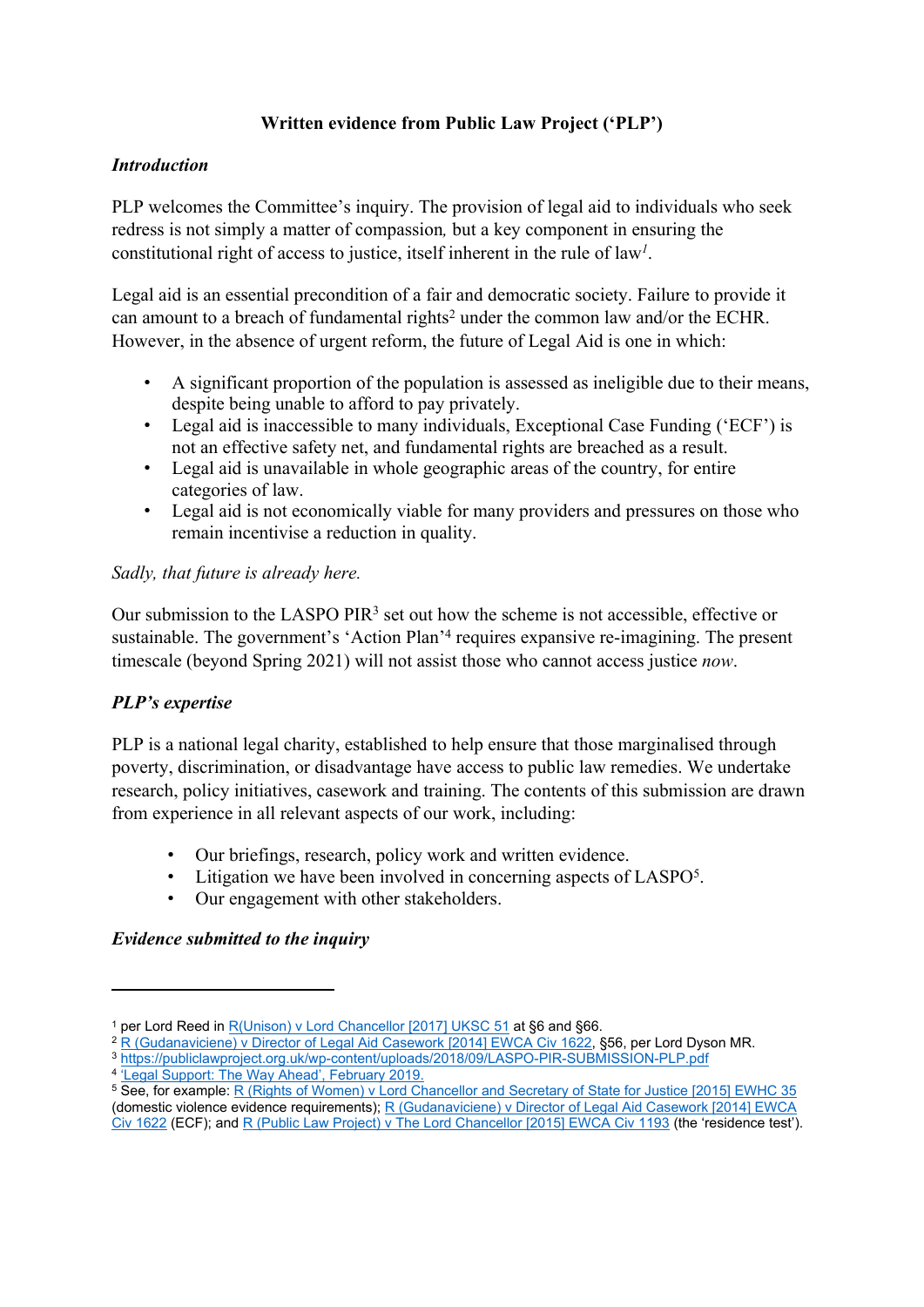# Written evidence from Public Law Project ('PLP')

## *Introduction*

PLP welcomes the Committee's inquiry. The provision of legal aid to individuals who seek redress is not simply a matter of compassion, but a key component in ensuring the constitutional right of access to justice, itself inherent in the rule of law[1].

Legal aid is an essential precondition of a fair and democratic society. Failure to provide it can amount to a breach of fundamental rights[2] under the common law and/or the ECHR. However, in the absence of urgent reform, the future of Legal Aid is one in which:

- A significant proportion of the population is assessed as ineligible due to their means, despite being unable to afford to pay privately.
- Legal aid is inaccessible to many individuals, Exceptional Case Funding ('ECF') is not an effective safety net, and fundamental rights are breached as a result.
- Legal aid is unavailable in whole geographic areas of the country, for entire categories of law.
- Legal aid is not economically viable for many providers and pressures on those who remain incentivise a reduction in quality.

*Sadly, that future is already here.*

Our submission to the LASPO PIR[3] set out how the scheme is not accessible, effective or sustainable. The government's 'Action Plan'[4] requires expansive re-imagining. The present timescale (beyond Spring 2021) will not assist those who cannot access justice *now*.

## *PLP's expertise*

PLP is a national legal charity, established to help ensure that those marginalised through poverty, discrimination, or disadvantage have access to public law remedies. We undertake research, policy initiatives, casework and training. The contents of this submission are drawn from experience in all relevant aspects of our work, including:

- Our briefings, research, policy work and written evidence.
- Litigation we have been involved in concerning aspects of LASPO[5].
- Our engagement with other stakeholders.

## *Evidence submitted to the inquiry*

---

[1] per Lord Reed in R(Unison) v Lord Chancellor [2017] UKSC 51 at §6 and §66.

[2] R (Gudanaviciene) v Director of Legal Aid Casework [2014] EWCA Civ 1622, §56, per Lord Dyson MR.

[3] https://publiclawproject.org.uk/wp-content/uploads/2018/09/LASPO-PIR-SUBMISSION-PLP.pdf

[4] 'Legal Support: The Way Ahead', February 2019.

[5] See, for example: R (Rights of Women) v Lord Chancellor and Secretary of State for Justice [2015] EWHC 35 (domestic violence evidence requirements); R (Gudanaviciene) v Director of Legal Aid Casework [2014] EWCA Civ 1622 (ECF); and R (Public Law Project) v The Lord Chancellor [2015] EWCA Civ 1193 (the 'residence test').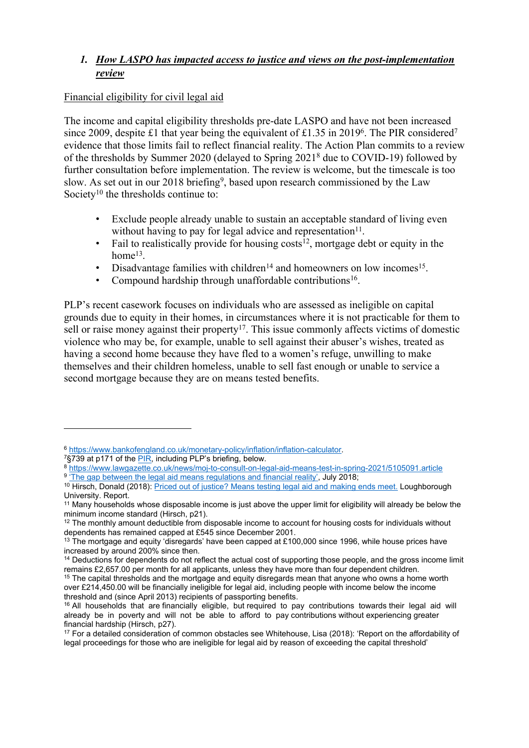## 1. *How LASPO has impacted access to justice and views on the post-implementation review*

Financial eligibility for civil legal aid

The income and capital eligibility thresholds pre-date LASPO and have not been increased since 2009, despite £1 that year being the equivalent of £1.35 in 2019[6]. The PIR considered[7] evidence that those limits fail to reflect financial reality. The Action Plan commits to a review of the thresholds by Summer 2020 (delayed to Spring 2021[8] due to COVID-19) followed by further consultation before implementation. The review is welcome, but the timescale is too slow. As set out in our 2018 briefing[9], based upon research commissioned by the Law Society[10] the thresholds continue to:

- Exclude people already unable to sustain an acceptable standard of living even without having to pay for legal advice and representation[11].
- Fail to realistically provide for housing costs[12], mortgage debt or equity in the home[13].
- Disadvantage families with children[14] and homeowners on low incomes[15].
- Compound hardship through unaffordable contributions[16].

PLP's recent casework focuses on individuals who are assessed as ineligible on capital grounds due to equity in their homes, in circumstances where it is not practicable for them to sell or raise money against their property[17]. This issue commonly affects victims of domestic violence who may be, for example, unable to sell against their abuser's wishes, treated as having a second home because they have fled to a women's refuge, unwilling to make themselves and their children homeless, unable to sell fast enough or unable to service a second mortgage because they are on means tested benefits.

---

[6] https://www.bankofengland.co.uk/monetary-policy/inflation/inflation-calculator.

[7] §739 at p171 of the PIR, including PLP's briefing, below.

[8] https://www.lawgazette.co.uk/news/moj-to-consult-on-legal-aid-means-test-in-spring-2021/5105091.article

[9] 'The gap between the legal aid means regulations and financial reality', July 2018;

[10] Hirsch, Donald (2018): Priced out of justice? Means testing legal aid and making ends meet. Loughborough University. Report.

[11] Many households whose disposable income is just above the upper limit for eligibility will already be below the minimum income standard (Hirsch, p21).

[12] The monthly amount deductible from disposable income to account for housing costs for individuals without dependents has remained capped at £545 since December 2001.

[13] The mortgage and equity 'disregards' have been capped at £100,000 since 1996, while house prices have increased by around 200% since then.

[14] Deductions for dependents do not reflect the actual cost of supporting those people, and the gross income limit remains £2,657.00 per month for all applicants, unless they have more than four dependent children.

[15] The capital thresholds and the mortgage and equity disregards mean that anyone who owns a home worth over £214,450.00 will be financially ineligible for legal aid, including people with income below the income threshold and (since April 2013) recipients of passporting benefits.

[16] All households that are financially eligible, but required to pay contributions towards their legal aid will already be in poverty and will not be able to afford to pay contributions without experiencing greater financial hardship (Hirsch, p27).

[17] For a detailed consideration of common obstacles see Whitehouse, Lisa (2018): 'Report on the affordability of legal proceedings for those who are ineligible for legal aid by reason of exceeding the capital threshold'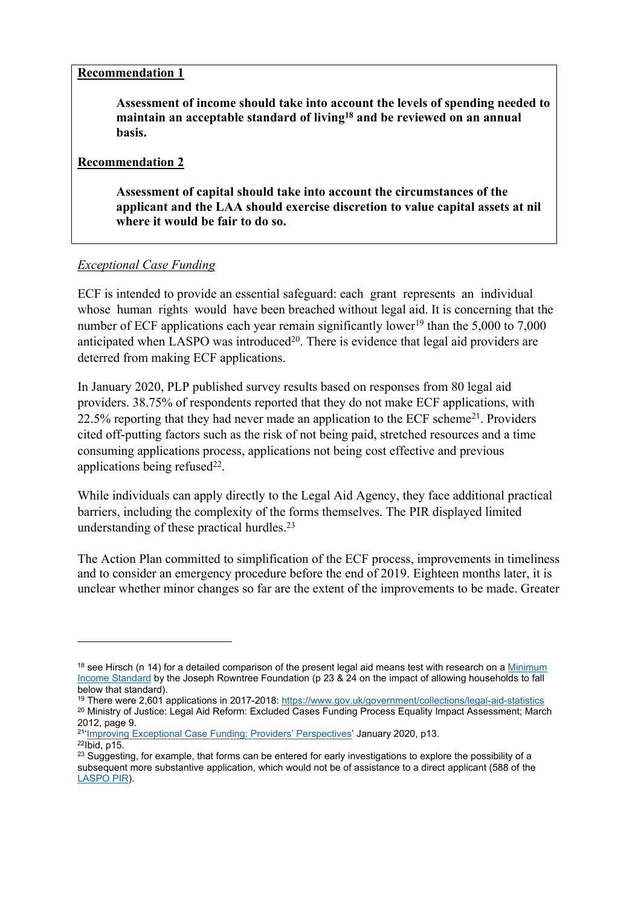**Recommendation 1**

> **Assessment of income should take into account the levels of spending needed to maintain an acceptable standard of living[18] and be reviewed on an annual basis.**

**Recommendation 2**

> **Assessment of capital should take into account the circumstances of the applicant and the LAA should exercise discretion to value capital assets at nil where it would be fair to do so.**

*Exceptional Case Funding*

ECF is intended to provide an essential safeguard: each grant represents an individual whose human rights would have been breached without legal aid. It is concerning that the number of ECF applications each year remain significantly lower[19] than the 5,000 to 7,000 anticipated when LASPO was introduced[20]. There is evidence that legal aid providers are deterred from making ECF applications.

In January 2020, PLP published survey results based on responses from 80 legal aid providers. 38.75% of respondents reported that they do not make ECF applications, with 22.5% reporting that they had never made an application to the ECF scheme[21]. Providers cited off-putting factors such as the risk of not being paid, stretched resources and a time consuming applications process, applications not being cost effective and previous applications being refused[22].

While individuals can apply directly to the Legal Aid Agency, they face additional practical barriers, including the complexity of the forms themselves. The PIR displayed limited understanding of these practical hurdles.[23]

The Action Plan committed to simplification of the ECF process, improvements in timeliness and to consider an emergency procedure before the end of 2019. Eighteen months later, it is unclear whether minor changes so far are the extent of the improvements to be made. Greater

---

[18] see Hirsch (n 14) for a detailed comparison of the present legal aid means test with research on a Minimum Income Standard by the Joseph Rowntree Foundation (p 23 & 24 on the impact of allowing households to fall below that standard).

[19] There were 2,601 applications in 2017-2018: https://www.gov.uk/government/collections/legal-aid-statistics

[20] Ministry of Justice: Legal Aid Reform: Excluded Cases Funding Process Equality Impact Assessment; March 2012, page 9.

[21] 'Improving Exceptional Case Funding: Providers' Perspectives' January 2020, p13.

[22] Ibid, p15.

[23] Suggesting, for example, that forms can be entered for early investigations to explore the possibility of a subsequent more substantive application, which would not be of assistance to a direct applicant (588 of the LASPO PIR).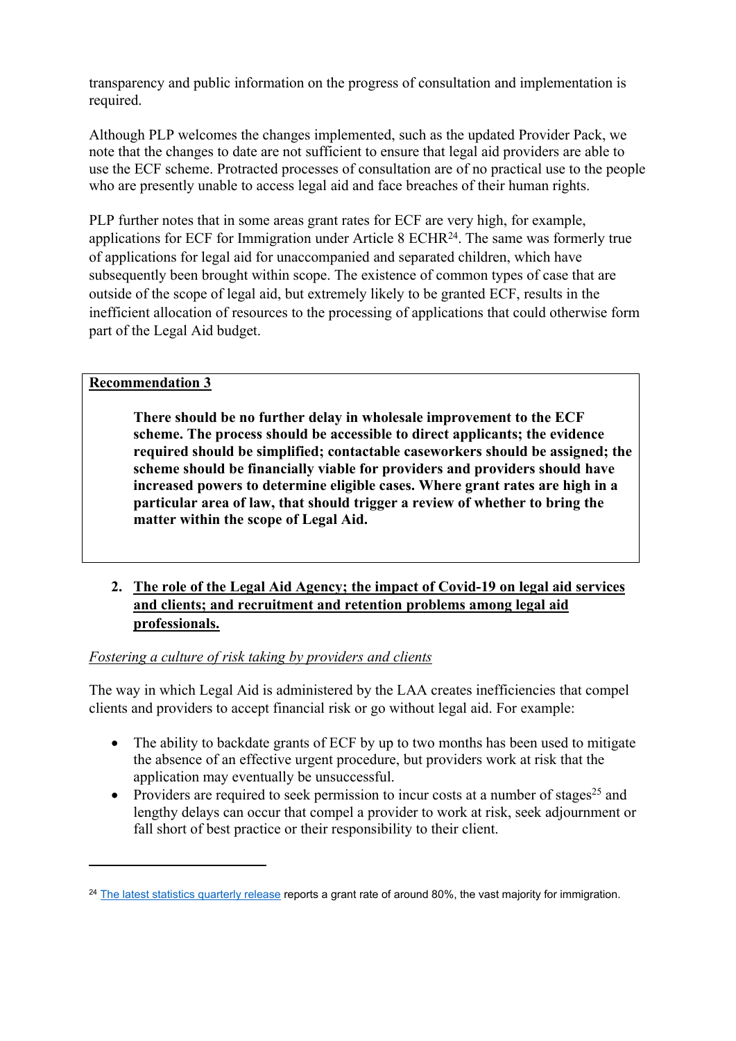transparency and public information on the progress of consultation and implementation is required.

Although PLP welcomes the changes implemented, such as the updated Provider Pack, we note that the changes to date are not sufficient to ensure that legal aid providers are able to use the ECF scheme. Protracted processes of consultation are of no practical use to the people who are presently unable to access legal aid and face breaches of their human rights.

PLP further notes that in some areas grant rates for ECF are very high, for example, applications for ECF for Immigration under Article 8 ECHR[24]. The same was formerly true of applications for legal aid for unaccompanied and separated children, which have subsequently been brought within scope. The existence of common types of case that are outside of the scope of legal aid, but extremely likely to be granted ECF, results in the inefficient allocation of resources to the processing of applications that could otherwise form part of the Legal Aid budget.

**Recommendation 3**

> **There should be no further delay in wholesale improvement to the ECF scheme. The process should be accessible to direct applicants; the evidence required should be simplified; contactable caseworkers should be assigned; the scheme should be financially viable for providers and providers should have increased powers to determine eligible cases. Where grant rates are high in a particular area of law, that should trigger a review of whether to bring the matter within the scope of Legal Aid.**

## 2. The role of the Legal Aid Agency; the impact of Covid-19 on legal aid services and clients; and recruitment and retention problems among legal aid professionals.

*Fostering a culture of risk taking by providers and clients*

The way in which Legal Aid is administered by the LAA creates inefficiencies that compel clients and providers to accept financial risk or go without legal aid. For example:

- The ability to backdate grants of ECF by up to two months has been used to mitigate the absence of an effective urgent procedure, but providers work at risk that the application may eventually be unsuccessful.
- Providers are required to seek permission to incur costs at a number of stages[25] and lengthy delays can occur that compel a provider to work at risk, seek adjournment or fall short of best practice or their responsibility to their client.

---

[24] The latest statistics quarterly release reports a grant rate of around 80%, the vast majority for immigration.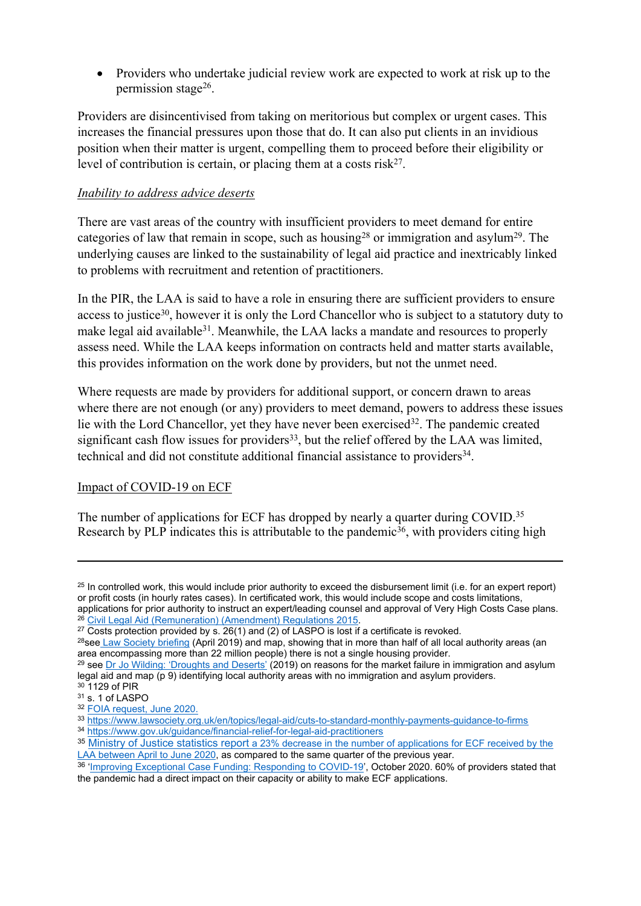- Providers who undertake judicial review work are expected to work at risk up to the permission stage[26].

Providers are disincentivised from taking on meritorious but complex or urgent cases. This increases the financial pressures upon those that do. It can also put clients in an invidious position when their matter is urgent, compelling them to proceed before their eligibility or level of contribution is certain, or placing them at a costs risk[27].

*Inability to address advice deserts*

There are vast areas of the country with insufficient providers to meet demand for entire categories of law that remain in scope, such as housing[28] or immigration and asylum[29]. The underlying causes are linked to the sustainability of legal aid practice and inextricably linked to problems with recruitment and retention of practitioners.

In the PIR, the LAA is said to have a role in ensuring there are sufficient providers to ensure access to justice[30], however it is only the Lord Chancellor who is subject to a statutory duty to make legal aid available[31]. Meanwhile, the LAA lacks a mandate and resources to properly assess need. While the LAA keeps information on contracts held and matter starts available, this provides information on the work done by providers, but not the unmet need.

Where requests are made by providers for additional support, or concern drawn to areas where there are not enough (or any) providers to meet demand, powers to address these issues lie with the Lord Chancellor, yet they have never been exercised[32]. The pandemic created significant cash flow issues for providers[33], but the relief offered by the LAA was limited, technical and did not constitute additional financial assistance to providers[34].

Impact of COVID-19 on ECF

The number of applications for ECF has dropped by nearly a quarter during COVID.[35] Research by PLP indicates this is attributable to the pandemic[36], with providers citing high

---

[25] In controlled work, this would include prior authority to exceed the disbursement limit (i.e. for an expert report) or profit costs (in hourly rates cases). In certificated work, this would include scope and costs limitations, applications for prior authority to instruct an expert/leading counsel and approval of Very High Costs Case plans.

[26] Civil Legal Aid (Remuneration) (Amendment) Regulations 2015.

[27] Costs protection provided by s. 26(1) and (2) of LASPO is lost if a certificate is revoked.

[28] see Law Society briefing (April 2019) and map, showing that in more than half of all local authority areas (an area encompassing more than 22 million people) there is not a single housing provider.

[29] see Dr Jo Wilding: 'Droughts and Deserts' (2019) on reasons for the market failure in immigration and asylum legal aid and map (p 9) identifying local authority areas with no immigration and asylum providers.

[30] 1129 of PIR

[31] s. 1 of LASPO

[32] FOIA request, June 2020.

[33] https://www.lawsociety.org.uk/en/topics/legal-aid/cuts-to-standard-monthly-payments-guidance-to-firms

[34] https://www.gov.uk/guidance/financial-relief-for-legal-aid-practitioners

[35] Ministry of Justice statistics report a 23% decrease in the number of applications for ECF received by the LAA between April to June 2020, as compared to the same quarter of the previous year.

[36] 'Improving Exceptional Case Funding: Responding to COVID-19', October 2020. 60% of providers stated that the pandemic had a direct impact on their capacity or ability to make ECF applications.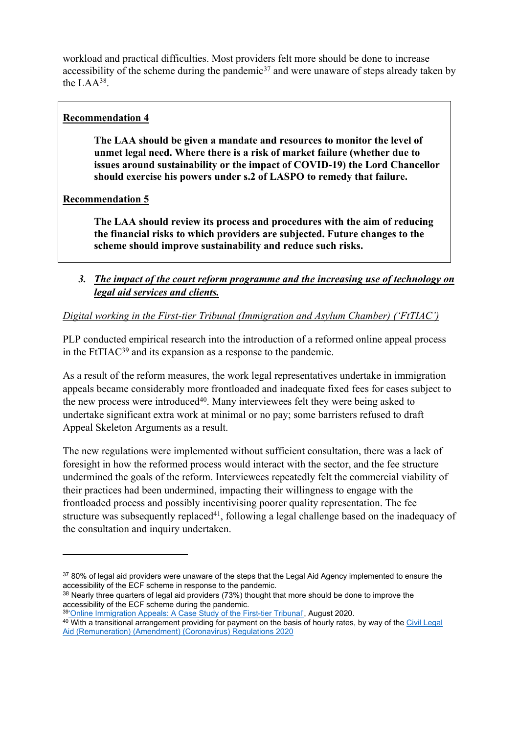workload and practical difficulties. Most providers felt more should be done to increase accessibility of the scheme during the pandemic[37] and were unaware of steps already taken by the LAA[38].

> **Recommendation 4**
>
> **The LAA should be given a mandate and resources to monitor the level of unmet legal need. Where there is a risk of market failure (whether due to issues around sustainability or the impact of COVID-19) the Lord Chancellor should exercise his powers under s.2 of LASPO to remedy that failure.**
>
> **Recommendation 5**
>
> **The LAA should review its process and procedures with the aim of reducing the financial risks to which providers are subjected. Future changes to the scheme should improve sustainability and reduce such risks.**

### 3. *The impact of the court reform programme and the increasing use of technology on legal aid services and clients.*

*Digital working in the First-tier Tribunal (Immigration and Asylum Chamber) ('FtTIAC')*

PLP conducted empirical research into the introduction of a reformed online appeal process in the FtTIAC[39] and its expansion as a response to the pandemic.

As a result of the reform measures, the work legal representatives undertake in immigration appeals became considerably more frontloaded and inadequate fixed fees for cases subject to the new process were introduced[40]. Many interviewees felt they were being asked to undertake significant extra work at minimal or no pay; some barristers refused to draft Appeal Skeleton Arguments as a result.

The new regulations were implemented without sufficient consultation, there was a lack of foresight in how the reformed process would interact with the sector, and the fee structure undermined the goals of the reform. Interviewees repeatedly felt the commercial viability of their practices had been undermined, impacting their willingness to engage with the frontloaded process and possibly incentivising poorer quality representation. The fee structure was subsequently replaced[41], following a legal challenge based on the inadequacy of the consultation and inquiry undertaken.

---

[37] 80% of legal aid providers were unaware of the steps that the Legal Aid Agency implemented to ensure the accessibility of the ECF scheme in response to the pandemic.

[38] Nearly three quarters of legal aid providers (73%) thought that more should be done to improve the accessibility of the ECF scheme during the pandemic.

[39] 'Online Immigration Appeals: A Case Study of the First-tier Tribunal', August 2020.

[40] With a transitional arrangement providing for payment on the basis of hourly rates, by way of the Civil Legal Aid (Remuneration) (Amendment) (Coronavirus) Regulations 2020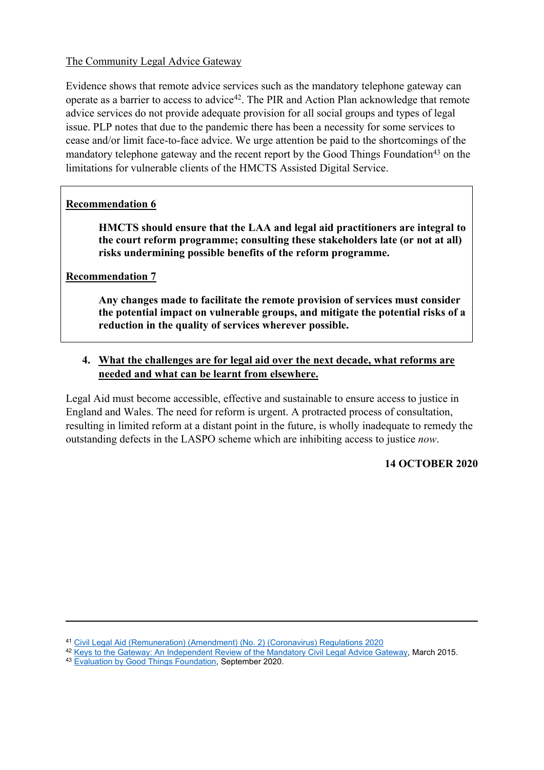The Community Legal Advice Gateway

Evidence shows that remote advice services such as the mandatory telephone gateway can operate as a barrier to access to advice[42]. The PIR and Action Plan acknowledge that remote advice services do not provide adequate provision for all social groups and types of legal issue. PLP notes that due to the pandemic there has been a necessity for some services to cease and/or limit face-to-face advice. We urge attention be paid to the shortcomings of the mandatory telephone gateway and the recent report by the Good Things Foundation[43] on the limitations for vulnerable clients of the HMCTS Assisted Digital Service.

**Recommendation 6**

> **HMCTS should ensure that the LAA and legal aid practitioners are integral to the court reform programme; consulting these stakeholders late (or not at all) risks undermining possible benefits of the reform programme.**

**Recommendation 7**

> **Any changes made to facilitate the remote provision of services must consider the potential impact on vulnerable groups, and mitigate the potential risks of a reduction in the quality of services wherever possible.**

## 4. What the challenges are for legal aid over the next decade, what reforms are needed and what can be learnt from elsewhere.

Legal Aid must become accessible, effective and sustainable to ensure access to justice in England and Wales. The need for reform is urgent. A protracted process of consultation, resulting in limited reform at a distant point in the future, is wholly inadequate to remedy the outstanding defects in the LASPO scheme which are inhibiting access to justice *now*.

**14 OCTOBER 2020**

---

[41] Civil Legal Aid (Remuneration) (Amendment) (No. 2) (Coronavirus) Regulations 2020

[42] Keys to the Gateway: An Independent Review of the Mandatory Civil Legal Advice Gateway, March 2015.

[43] Evaluation by Good Things Foundation, September 2020.